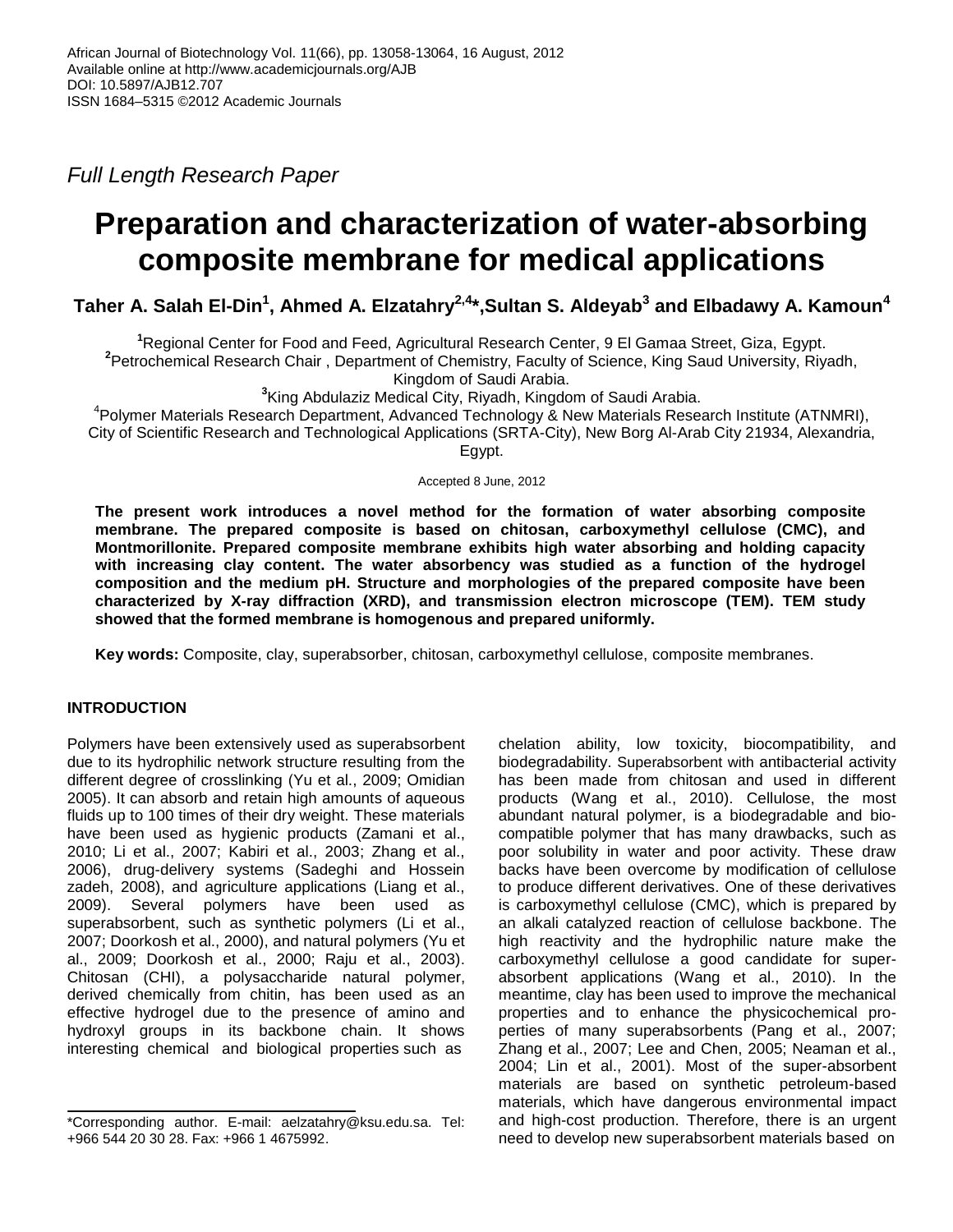African Journal of Biotechnology Vol. 11(66), pp. 13058-13064, 16 August, 2012
Available online at http://www.academicjournals.org/AJB
DOI: 10.5897/AJB12.707
ISSN 1684–5315 ©2012 Academic Journals

*Full Length Research Paper*

# Preparation and characterization of water-absorbing composite membrane for medical applications

**Taher A. Salah El-Din[1], Ahmed A. Elzatahry[2,4]*, Sultan S. Aldeyab[3] and Elbadawy A. Kamoun[4]**

[1]Regional Center for Food and Feed, Agricultural Research Center, 9 El Gamaa Street, Giza, Egypt.
[2]Petrochemical Research Chair , Department of Chemistry, Faculty of Science, King Saud University, Riyadh, Kingdom of Saudi Arabia.
[3]King Abdulaziz Medical City, Riyadh, Kingdom of Saudi Arabia.
[4]Polymer Materials Research Department, Advanced Technology & New Materials Research Institute (ATNMRI), City of Scientific Research and Technological Applications (SRTA-City), New Borg Al-Arab City 21934, Alexandria, Egypt.

Accepted 8 June, 2012

**The present work introduces a novel method for the formation of water absorbing composite membrane. The prepared composite is based on chitosan, carboxymethyl cellulose (CMC), and Montmorillonite. Prepared composite membrane exhibits high water absorbing and holding capacity with increasing clay content. The water absorbency was studied as a function of the hydrogel composition and the medium pH. Structure and morphologies of the prepared composite have been characterized by X-ray diffraction (XRD), and transmission electron microscope (TEM). TEM study showed that the formed membrane is homogenous and prepared uniformly.**

**Key words:** Composite, clay, superabsorber, chitosan, carboxymethyl cellulose, composite membranes.

## INTRODUCTION

Polymers have been extensively used as superabsorbent due to its hydrophilic network structure resulting from the different degree of crosslinking (Yu et al., 2009; Omidian 2005). It can absorb and retain high amounts of aqueous fluids up to 100 times of their dry weight. These materials have been used as hygienic products (Zamani et al., 2010; Li et al., 2007; Kabiri et al., 2003; Zhang et al., 2006), drug-delivery systems (Sadeghi and Hossein zadeh, 2008), and agriculture applications (Liang et al., 2009). Several polymers have been used as superabsorbent, such as synthetic polymers (Li et al., 2007; Doorkosh et al., 2000), and natural polymers (Yu et al., 2009; Doorkosh et al., 2000; Raju et al., 2003). Chitosan (CHI), a polysaccharide natural polymer, derived chemically from chitin, has been used as an effective hydrogel due to the presence of amino and hydroxyl groups in its backbone chain. It shows interesting chemical and biological properties such as chelation ability, low toxicity, biocompatibility, and biodegradability. Superabsorbent with antibacterial activity has been made from chitosan and used in different products (Wang et al., 2010). Cellulose, the most abundant natural polymer, is a biodegradable and biocompatible polymer that has many drawbacks, such as poor solubility in water and poor activity. These draw backs have been overcome by modification of cellulose to produce different derivatives. One of these derivatives is carboxymethyl cellulose (CMC), which is prepared by an alkali catalyzed reaction of cellulose backbone. The high reactivity and the hydrophilic nature make the carboxymethyl cellulose a good candidate for superabsorbent applications (Wang et al., 2010). In the meantime, clay has been used to improve the mechanical properties and to enhance the physicochemical properties of many superabsorbents (Pang et al., 2007; Zhang et al., 2007; Lee and Chen, 2005; Neaman et al., 2004; Lin et al., 2001). Most of the super-absorbent materials are based on synthetic petroleum-based materials, which have dangerous environmental impact and high-cost production. Therefore, there is an urgent need to develop new superabsorbent materials based on

*Corresponding author. E-mail: aelzatahry@ksu.edu.sa. Tel: +966 544 20 30 28. Fax: +966 1 4675992.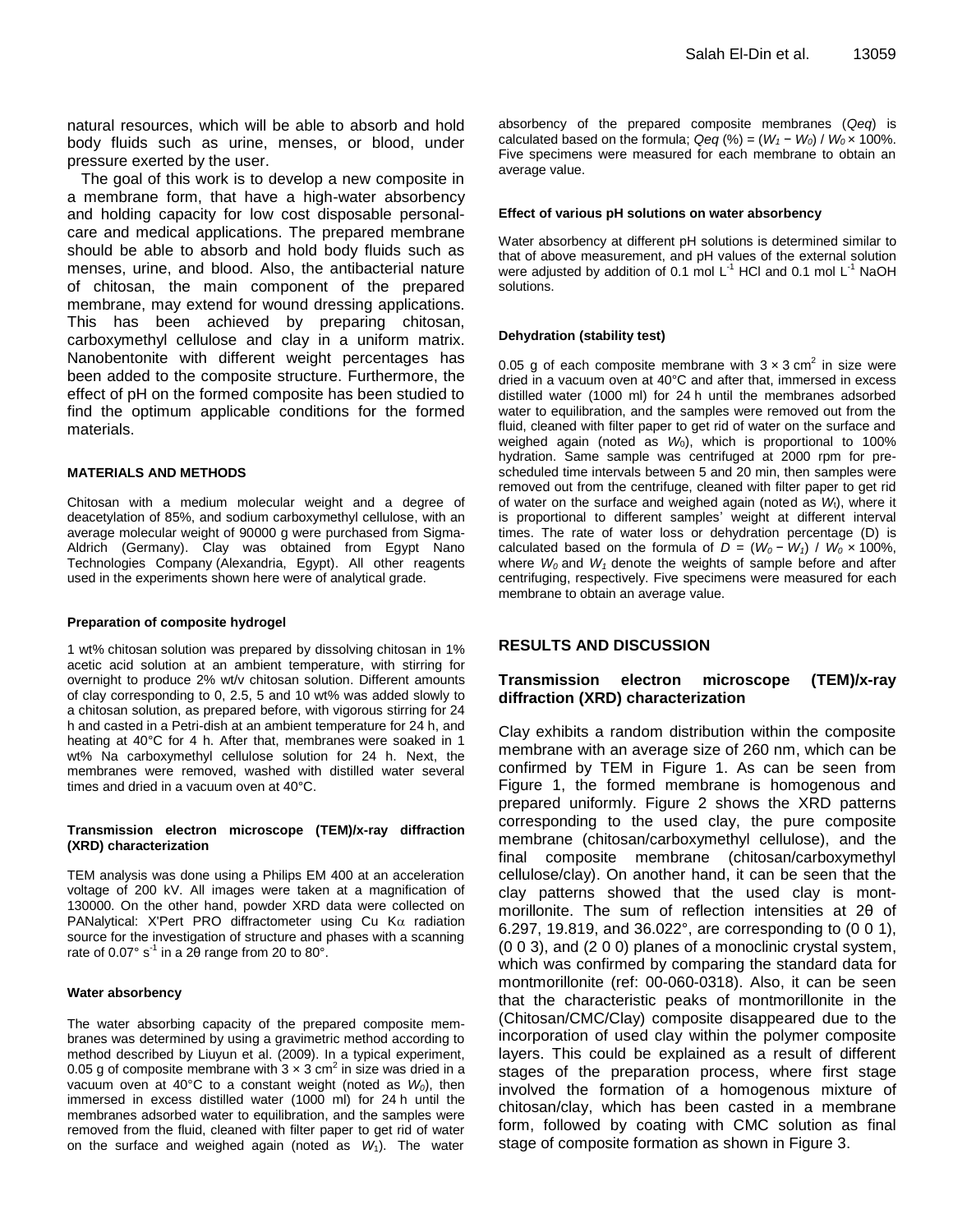natural resources, which will be able to absorb and hold body fluids such as urine, menses, or blood, under pressure exerted by the user.

The goal of this work is to develop a new composite in a membrane form, that have a high-water absorbency and holding capacity for low cost disposable personal-care and medical applications. The prepared membrane should be able to absorb and hold body fluids such as menses, urine, and blood. Also, the antibacterial nature of chitosan, the main component of the prepared membrane, may extend for wound dressing applications. This has been achieved by preparing chitosan, carboxymethyl cellulose and clay in a uniform matrix. Nanobentonite with different weight percentages has been added to the composite structure. Furthermore, the effect of pH on the formed composite has been studied to find the optimum applicable conditions for the formed materials.

## MATERIALS AND METHODS

Chitosan with a medium molecular weight and a degree of deacetylation of 85%, and sodium carboxymethyl cellulose, with an average molecular weight of 90000 g were purchased from Sigma-Aldrich (Germany). Clay was obtained from Egypt Nano Technologies Company (Alexandria, Egypt). All other reagents used in the experiments shown here were of analytical grade.

### Preparation of composite hydrogel

1 wt% chitosan solution was prepared by dissolving chitosan in 1% acetic acid solution at an ambient temperature, with stirring for overnight to produce 2% wt/v chitosan solution. Different amounts of clay corresponding to 0, 2.5, 5 and 10 wt% was added slowly to a chitosan solution, as prepared before, with vigorous stirring for 24 h and casted in a Petri-dish at an ambient temperature for 24 h, and heating at 40°C for 4 h. After that, membranes were soaked in 1 wt% Na carboxymethyl cellulose solution for 24 h. Next, the membranes were removed, washed with distilled water several times and dried in a vacuum oven at 40°C.

### Transmission electron microscope (TEM)/x-ray diffraction (XRD) characterization

TEM analysis was done using a Philips EM 400 at an acceleration voltage of 200 kV. All images were taken at a magnification of 130000. On the other hand, powder XRD data were collected on PANalytical: X'Pert PRO diffractometer using Cu K$\alpha$ radiation source for the investigation of structure and phases with a scanning rate of 0.07° $s^{-1}$ in a 2θ range from 20 to 80°.

### Water absorbency

The water absorbing capacity of the prepared composite membranes was determined by using a gravimetric method according to method described by Liuyun et al. (2009). In a typical experiment, 0.05 g of composite membrane with 3 × 3 $cm^2$ in size was dried in a vacuum oven at 40°C to a constant weight (noted as $W_0$), then immersed in excess distilled water (1000 ml) for 24 h until the membranes adsorbed water to equilibration, and the samples were removed from the fluid, cleaned with filter paper to get rid of water on the surface and weighed again (noted as $W_1$). The water absorbency of the prepared composite membranes (*Qeq*) is calculated based on the formula; $Qeq$ (%) = $(W_1 - W_0) / W_0 \times 100\%$. Five specimens were measured for each membrane to obtain an average value.

### Effect of various pH solutions on water absorbency

Water absorbency at different pH solutions is determined similar to that of above measurement, and pH values of the external solution were adjusted by addition of 0.1 mol $L^{-1}$ HCl and 0.1 mol $L^{-1}$ NaOH solutions.

### Dehydration (stability test)

0.05 g of each composite membrane with 3 × 3 $cm^2$ in size were dried in a vacuum oven at 40°C and after that, immersed in excess distilled water (1000 ml) for 24 h until the membranes adsorbed water to equilibration, and the samples were removed out from the fluid, cleaned with filter paper to get rid of water on the surface and weighed again (noted as $W_0$), which is proportional to 100% hydration. Same sample was centrifuged at 2000 rpm for pre-scheduled time intervals between 5 and 20 min, then samples were removed out from the centrifuge, cleaned with filter paper to get rid of water on the surface and weighed again (noted as $W_t$), where it is proportional to different samples' weight at different interval times. The rate of water loss or dehydration percentage (D) is calculated based on the formula of $D = (W_0 - W_1) / W_0 \times 100\%$, where $W_0$ and $W_1$ denote the weights of sample before and after centrifuging, respectively. Five specimens were measured for each membrane to obtain an average value.

## RESULTS AND DISCUSSION

### Transmission electron microscope (TEM)/x-ray diffraction (XRD) characterization

Clay exhibits a random distribution within the composite membrane with an average size of 260 nm, which can be confirmed by TEM in Figure 1. As can be seen from Figure 1, the formed membrane is homogenous and prepared uniformly. Figure 2 shows the XRD patterns corresponding to the used clay, the pure composite membrane (chitosan/carboxymethyl cellulose), and the final composite membrane (chitosan/carboxymethyl cellulose/clay). On another hand, it can be seen that the clay patterns showed that the used clay is montmorillonite. The sum of reflection intensities at 2θ of 6.297, 19.819, and 36.022°, are corresponding to (0 0 1), (0 0 3), and (2 0 0) planes of a monoclinic crystal system, which was confirmed by comparing the standard data for montmorillonite (ref: 00-060-0318). Also, it can be seen that the characteristic peaks of montmorillonite in the (Chitosan/CMC/Clay) composite disappeared due to the incorporation of used clay within the polymer composite layers. This could be explained as a result of different stages of the preparation process, where first stage involved the formation of a homogenous mixture of chitosan/clay, which has been casted in a membrane form, followed by coating with CMC solution as final stage of composite formation as shown in Figure 3.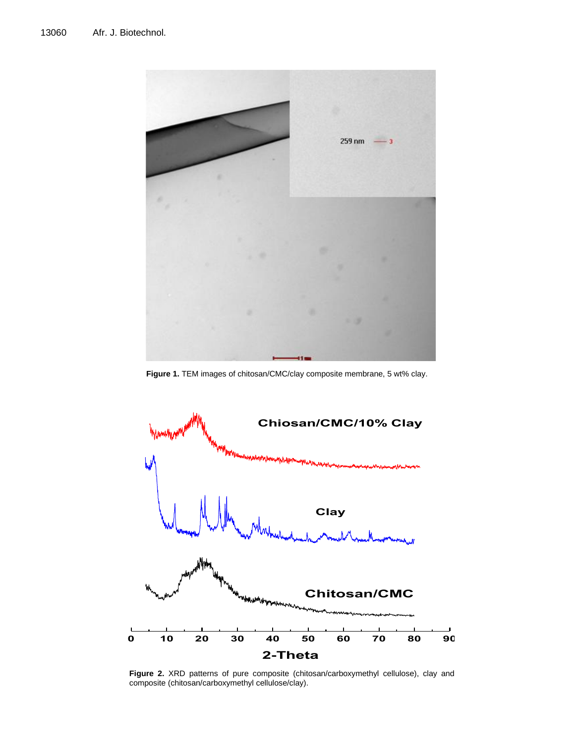**Figure 1.** TEM images of chitosan/CMC/clay composite membrane, 5 wt% clay.

**Figure 2.** XRD patterns of pure composite (chitosan/carboxymethyl cellulose), clay and composite (chitosan/carboxymethyl cellulose/clay).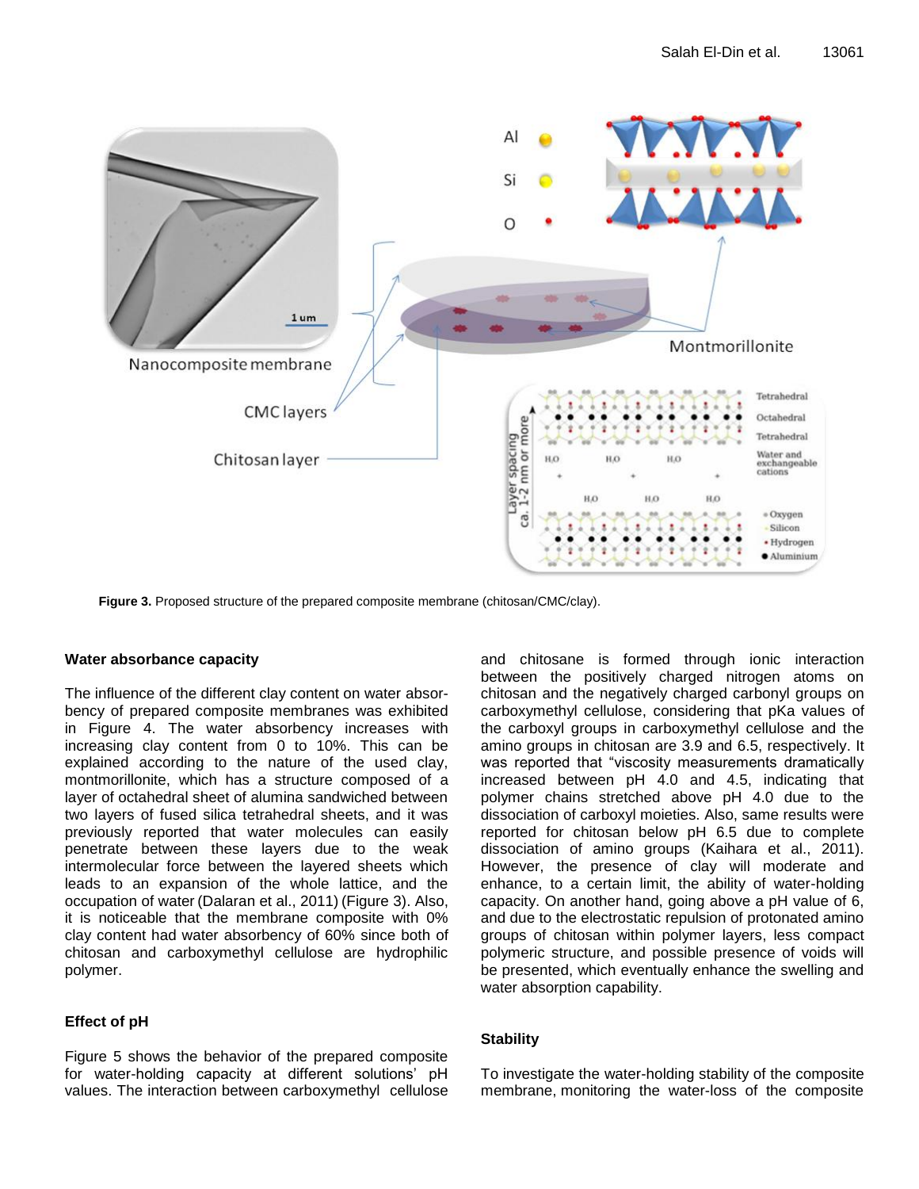Figure 3. Proposed structure of the prepared composite membrane (chitosan/CMC/clay).

## Water absorbance capacity

The influence of the different clay content on water absorbency of prepared composite membranes was exhibited in Figure 4. The water absorbency increases with increasing clay content from 0 to 10%. This can be explained according to the nature of the used clay, montmorillonite, which has a structure composed of a layer of octahedral sheet of alumina sandwiched between two layers of fused silica tetrahedral sheets, and it was previously reported that water molecules can easily penetrate between these layers due to the weak intermolecular force between the layered sheets which leads to an expansion of the whole lattice, and the occupation of water (Dalaran et al., 2011) (Figure 3). Also, it is noticeable that the membrane composite with 0% clay content had water absorbency of 60% since both of chitosan and carboxymethyl cellulose are hydrophilic polymer.

## Effect of pH

Figure 5 shows the behavior of the prepared composite for water-holding capacity at different solutions' pH values. The interaction between carboxymethyl cellulose and chitosane is formed through ionic interaction between the positively charged nitrogen atoms on chitosan and the negatively charged carbonyl groups on carboxymethyl cellulose, considering that pKa values of the carboxyl groups in carboxymethyl cellulose and the amino groups in chitosan are 3.9 and 6.5, respectively. It was reported that "viscosity measurements dramatically increased between pH 4.0 and 4.5, indicating that polymer chains stretched above pH 4.0 due to the dissociation of carboxyl moieties. Also, same results were reported for chitosan below pH 6.5 due to complete dissociation of amino groups (Kaihara et al., 2011). However, the presence of clay will moderate and enhance, to a certain limit, the ability of water-holding capacity. On another hand, going above a pH value of 6, and due to the electrostatic repulsion of protonated amino groups of chitosan within polymer layers, less compact polymeric structure, and possible presence of voids will be presented, which eventually enhance the swelling and water absorption capability.

## Stability

To investigate the water-holding stability of the composite membrane, monitoring the water-loss of the composite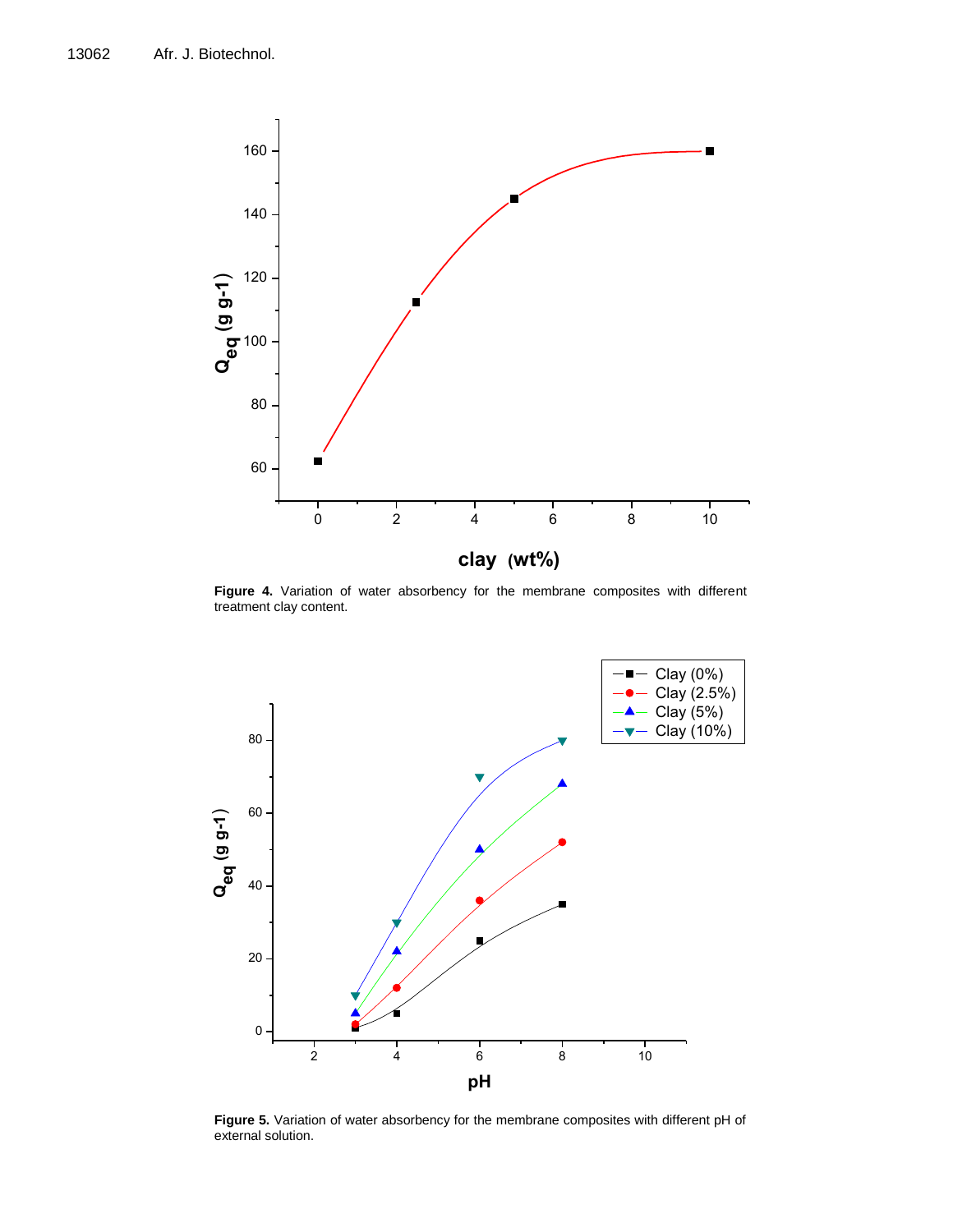Figure 4. Variation of water absorbency for the membrane composites with different treatment clay content.

Figure 5. Variation of water absorbency for the membrane composites with different pH of external solution.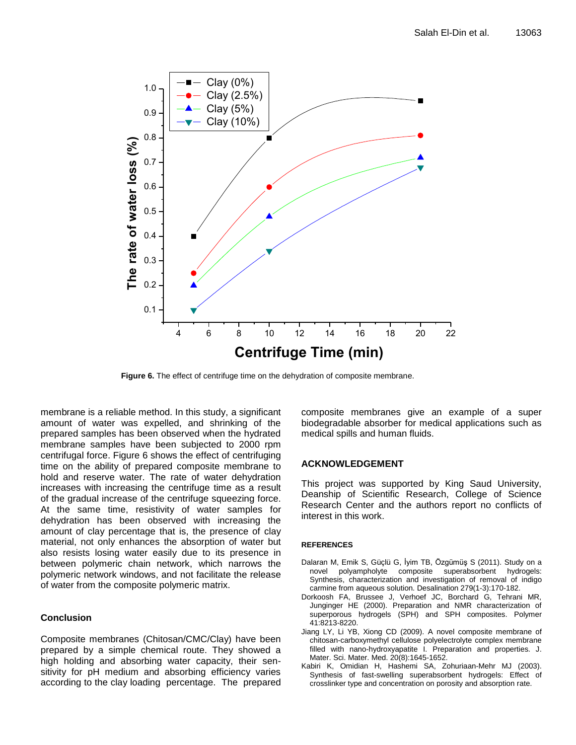**Figure 6.** The effect of centrifuge time on the dehydration of composite membrane.

membrane is a reliable method. In this study, a significant amount of water was expelled, and shrinking of the prepared samples has been observed when the hydrated membrane samples have been subjected to 2000 rpm centrifugal force. Figure 6 shows the effect of centrifuging time on the ability of prepared composite membrane to hold and reserve water. The rate of water dehydration increases with increasing the centrifuge time as a result of the gradual increase of the centrifuge squeezing force. At the same time, resistivity of water samples for dehydration has been observed with increasing the amount of clay percentage that is, the presence of clay material, not only enhances the absorption of water but also resists losing water easily due to its presence in between polymeric chain network, which narrows the polymeric network windows, and not facilitate the release of water from the composite polymeric matrix.

## Conclusion

Composite membranes (Chitosan/CMC/Clay) have been prepared by a simple chemical route. They showed a high holding and absorbing water capacity, their sensitivity for pH medium and absorbing efficiency varies according to the clay loading percentage. The prepared composite membranes give an example of a super biodegradable absorber for medical applications such as medical spills and human fluids.

## ACKNOWLEDGEMENT

This project was supported by King Saud University, Deanship of Scientific Research, College of Science Research Center and the authors report no conflicts of interest in this work.

## REFERENCES

Dalaran M, Emik S, Güçlü G, İyim TB, Özgümüş S (2011). Study on a novel polyampholyte composite superabsorbent hydrogels: Synthesis, characterization and investigation of removal of indigo carmine from aqueous solution. Desalination 279(1-3):170-182.

Dorkoosh FA, Brussee J, Verhoef JC, Borchard G, Tehrani MR, Junginger HE (2000). Preparation and NMR characterization of superporous hydrogels (SPH) and SPH composites. Polymer 41:8213-8220.

Jiang LY, Li YB, Xiong CD (2009). A novel composite membrane of chitosan-carboxymethyl cellulose polyelectrolyte complex membrane filled with nano-hydroxyapatite I. Preparation and properties. J. Mater. Sci. Mater. Med. 20(8):1645-1652.

Kabiri K, Omidian H, Hashemi SA, Zohuriaan-Mehr MJ (2003). Synthesis of fast-swelling superabsorbent hydrogels: Effect of crosslinker type and concentration on porosity and absorption rate.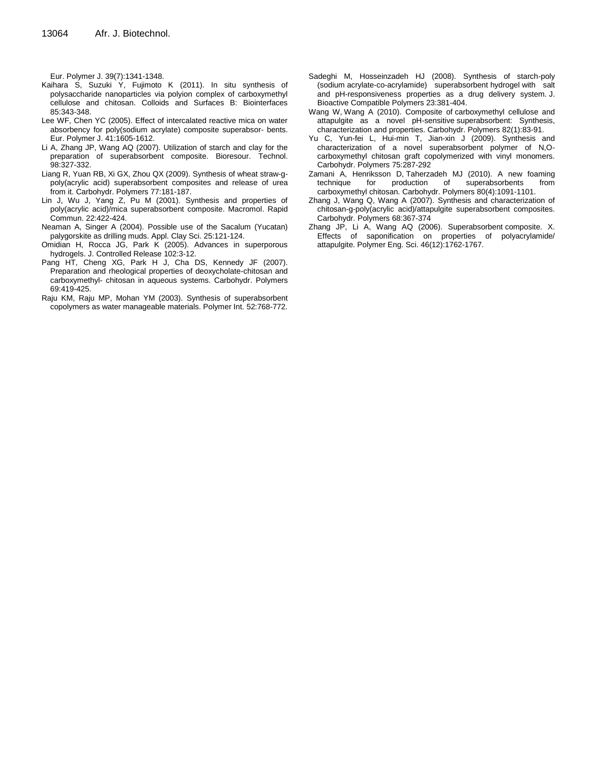Eur. Polymer J. 39(7):1341-1348.

Kaihara S, Suzuki Y, Fujimoto K (2011). In situ synthesis of polysaccharide nanoparticles via polyion complex of carboxymethyl cellulose and chitosan. Colloids and Surfaces B: Biointerfaces 85:343-348.

Lee WF, Chen YC (2005). Effect of intercalated reactive mica on water absorbency for poly(sodium acrylate) composite superabsor- bents. Eur. Polymer J. 41:1605-1612.

Li A, Zhang JP, Wang AQ (2007). Utilization of starch and clay for the preparation of superabsorbent composite. Bioresour. Technol. 98:327-332.

Liang R, Yuan RB, Xi GX, Zhou QX (2009). Synthesis of wheat straw-g-poly(acrylic acid) superabsorbent composites and release of urea from it. Carbohydr. Polymers 77:181-187.

Lin J, Wu J, Yang Z, Pu M (2001). Synthesis and properties of poly(acrylic acid)/mica superabsorbent composite. Macromol. Rapid Commun. 22:422-424.

Neaman A, Singer A (2004). Possible use of the Sacalum (Yucatan) palygorskite as drilling muds. Appl. Clay Sci. 25:121-124.

Omidian H, Rocca JG, Park K (2005). Advances in superporous hydrogels. J. Controlled Release 102:3-12.

Pang HT, Cheng XG, Park H J, Cha DS, Kennedy JF (2007). Preparation and rheological properties of deoxycholate-chitosan and carboxymethyl- chitosan in aqueous systems. Carbohydr. Polymers 69:419-425.

Raju KM, Raju MP, Mohan YM (2003). Synthesis of superabsorbent copolymers as water manageable materials. Polymer Int. 52:768-772.

Sadeghi M, Hosseinzadeh HJ (2008). Synthesis of starch-poly (sodium acrylate-co-acrylamide) superabsorbent hydrogel with salt and pH-responsiveness properties as a drug delivery system. J. Bioactive Compatible Polymers 23:381-404.

Wang W, Wang A (2010). Composite of carboxymethyl cellulose and attapulgite as a novel pH-sensitive superabsorbent: Synthesis, characterization and properties. Carbohydr. Polymers 82(1):83-91.

Yu C, Yun-fei L, Hui-min T, Jian-xin J (2009). Synthesis and characterization of a novel superabsorbent polymer of N,O-carboxymethyl chitosan graft copolymerized with vinyl monomers. Carbohydr. Polymers 75:287-292

Zamani A, Henriksson D, Taherzadeh MJ (2010). A new foaming technique for production of superabsorbents from carboxymethyl chitosan. Carbohydr. Polymers 80(4):1091-1101.

Zhang J, Wang Q, Wang A (2007). Synthesis and characterization of chitosan-g-poly(acrylic acid)/attapulgite superabsorbent composites. Carbohydr. Polymers 68:367-374

Zhang JP, Li A, Wang AQ (2006). Superabsorbent composite. X. Effects of saponification on properties of polyacrylamide/ attapulgite. Polymer Eng. Sci. 46(12):1762-1767.